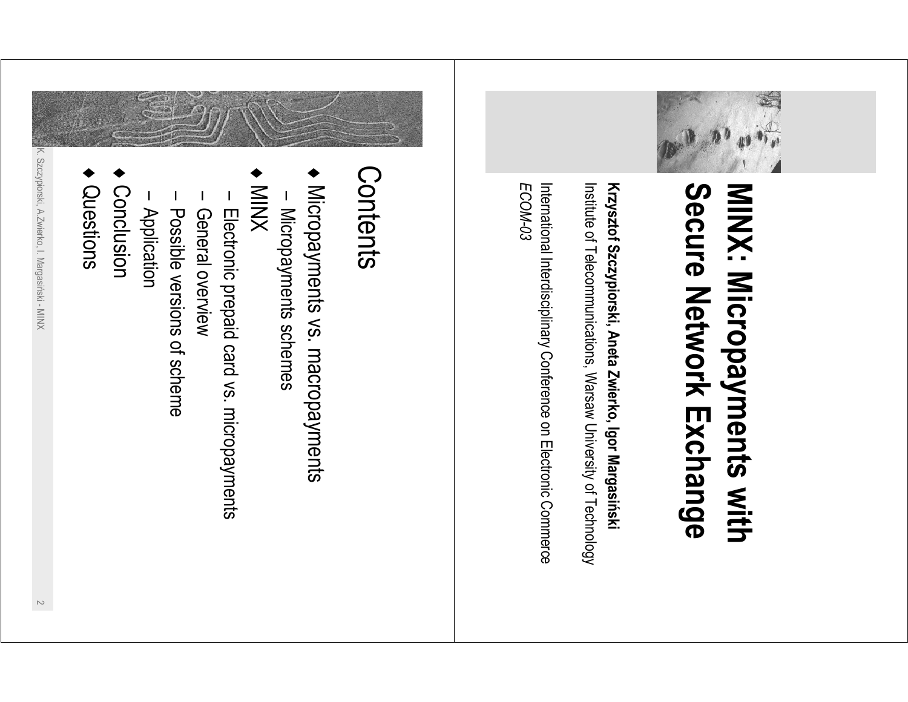# MINX: Micropayments with Secure Network Exchange

**Krzysztof Szczypiorski, Aneta Zwierko, Igor Margasiński**

Institute of Telecommunications, Warsaw University of Technology

International Interdisciplinary Conference on Electronic Commerce

*ECOM-03*

## Contents

- Micropayments vs. macropayments
  - Micropayments schemes
- MINX
  - Electronic prepaid card vs. micropayments
  - General overview
  - Possible versions of scheme
  - Application
- Conclusion
- Questions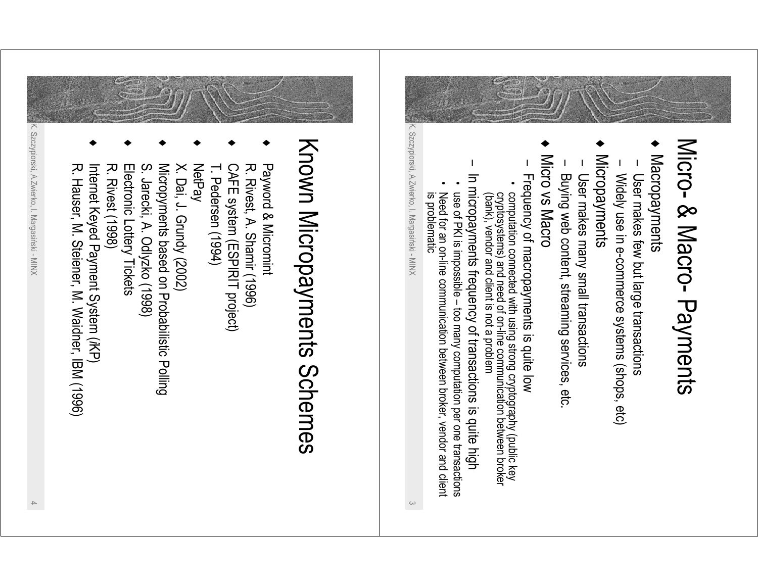# Micro- & Macro- Payments

- Macropayments
  - User makes few but large transactions
  - Widely use in e-commerce systems (shops, etc)
- Micropayments
  - User makes many small transactions
  - Buying web content, streaming services, etc.
- Micro vs Macro
  - Frequency of macropayments is quite low
    - computation connected with using strong cryptography (public key cryptosystems) and need of on-line communication between broker (bank), vendor and client is not a problem
  - In micropayments frequency of transactions is quite high
    - use of PKI is impossible – too many computation per one transactions
    - Need for an on-line communication between broker, vendor and client is problematic

# Known Micropayments Schemes

- Payword & Micromint
  R. Rivest, A. Shamir (1996)
- CAFE system (ESPIRIT project)
  T. Pedersen (1994)
- NetPay
  X. Dai, J. Grundy (2002)
- Micropyments based on Probabilistic Polling
  S. Jarecki, A. Odlyzko (1998)
- Electronic Lottery Tickets
  R. Rivest (1998)
- Internet Keyed Payment System (iKP)
  R. Hauser, M. Steiner, M. Waidner, IBM (1996)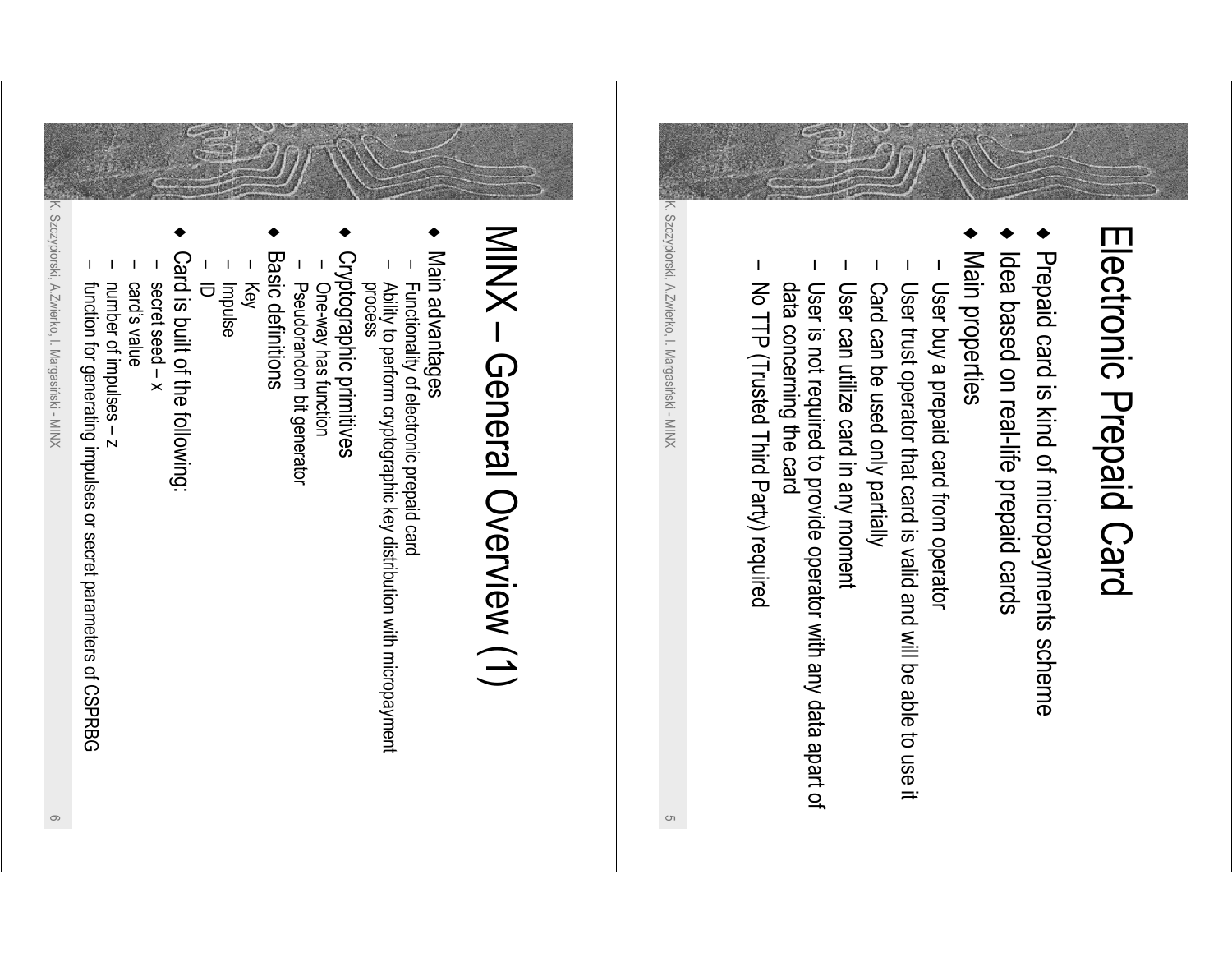# Electronic Prepaid Card

- Prepaid card is kind of micropayments scheme
- Idea based on real-life prepaid cards
- Main properties
  - User buy a prepaid card from operator
  - User trust operator that card is valid and will be able to use it
  - Card can be used only partially
  - User can utilize card in any moment
  - User is not required to provide operator with any data apart of data concerning the card
  - No TTP (Trusted Third Party) required

# MINX – General Overview (1)

- Main advantages
  - Functionality of electronic prepaid card
  - Ability to perform cryptographic key distribution with micropayment process
- Cryptographic primitives
  - One-way has function
  - Pseudorandom bit generator
- Basic definitions
  - Key
  - Impulse
  - ID
- Card is built of the following:
  - secret seed – x
  - card's value
  - number of impulses – z
  - function for generating impulses or secret parameters of CSPRBG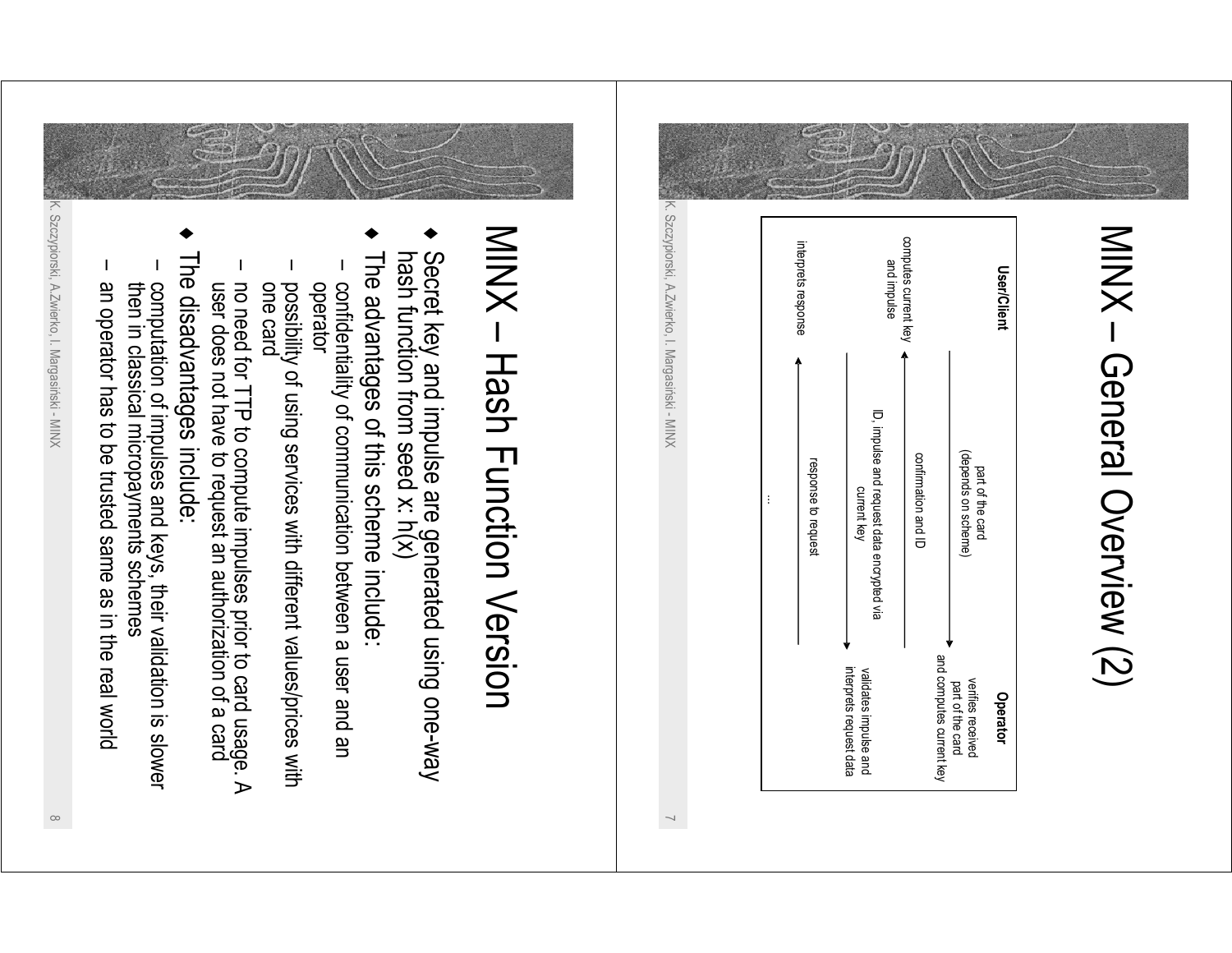# MINX – General Overview (2)

| User/Client | | Operator |
|---|---|---|
| | part of the card (depends on scheme) → | verifies received part of the card and computes current key |
| computes current key and impulse | ← confirmation and ID | |
| | ID, impulse and request data encrypted via current key → | validates impulse and interprets request data |
| interprets response | ← response to request | |
| | ... | |

# MINX – Hash Function Version

- Secret key and impulse are generated using one-way hash function from seed x: h(x)
- The advantages of this scheme include:
  - confidentiality of communication between a user and an operator
  - possibility of using services with different values/prices with one card
  - no need for TTP to compute impulses prior to card usage. A user does not have to request an authorization of a card
- The disadvantages include:
  - computation of impulses and keys, their validation is slower then in classical micropayments schemes
  - an operator has to be trusted same as in the real world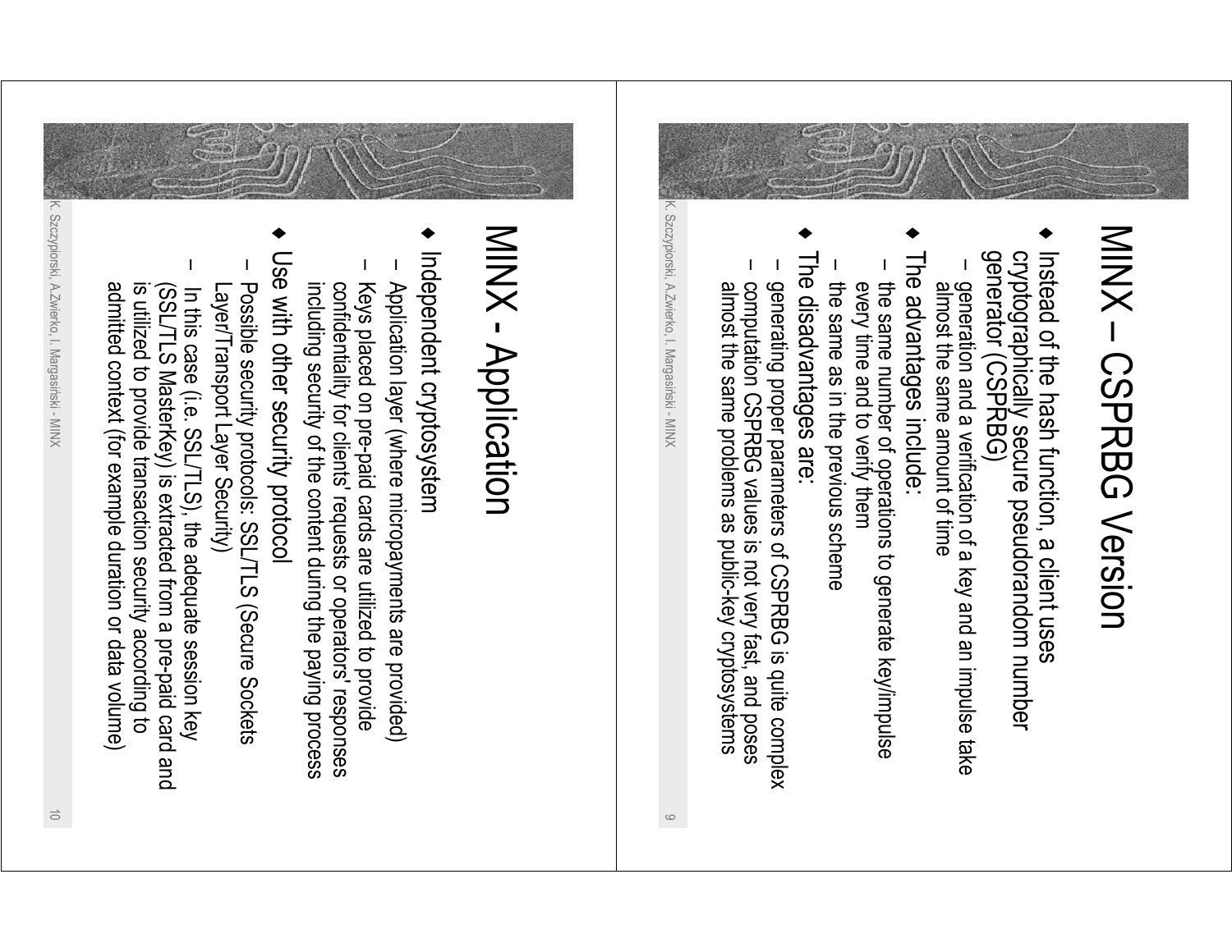# MINX – CSPRBG Version

- Instead of the hash function, a client uses cryptographically secure pseudorandom number generator (CSPRBG)
  - generation and a verification of a key and an impulse take almost the same amount of time
- The advantages include:
  - the same number of operations to generate key/impulse every time and to verify them
  - the same as in the previous scheme
- The disadvantages are:
  - generating proper parameters of CSPRBG is quite complex
  - computation CSPRBG values is not very fast, and poses almost the same problems as public-key cryptosystems

# MINX - Application

- Independent cryptosystem
  - Application layer (where micropayments are provided)
  - Keys placed on pre-paid cards are utilized to provide confidentiality for clients' requests or operators' responses including security of the content during the paying process
- Use with other security protocol
  - Possible security protocols: SSL/TLS (Secure Sockets Layer/Transport Layer Security)
  - In this case (i.e. SSL/TLS), the adequate session key (SSL/TLS MasterKey) is extracted from a pre-paid card and is utilized to provide transaction security according to admitted context (for example duration or data volume)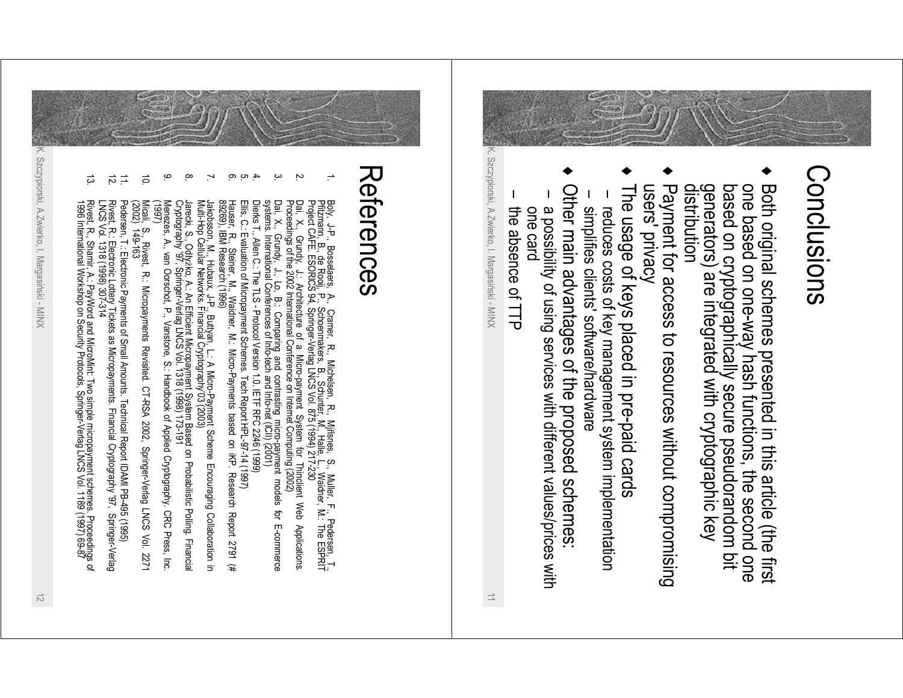# Conclusions

- Both original schemes presented in this article (the first one based on one-way hash functions, the second one based on cryptographically secure pseudorandom bit generators) are integrated with cryptographic key distribution
- Payment for access to resources without compromising users' privacy
- The usage of keys placed in pre-paid cards
  - reduces costs of key management system implementation
  - simplifies clients' software/hardware
- Other main advantages of the proposed schemes:
  - a possibility of using services with different values/prices with one card
  - the absence of TTP

# References

1. Boly, J.-P., Bosselaers, A., Cramer, R., Michelsen, R., Mjrlsnes, S., Muller, F., Pedersen, T., Pfitzmann, B., de Rooij, P., Schoenmakers, B., Schunter, M., Halle, L., Waidner, M.: The ESPRIT Project CAFE. ESORICS 94, Springer-Verlag LNCS Vol. 875 (1994) 217-230
2. Dai, X., Grundy, J.: Architecture of a Micro-payment System for Thinclient Web Applications. Proceedings of the 2002 International Conference on Internet Computing (2002)
3. Dai, X., Grundy, J., Lo, B.: Comparing and contrasting micro-payment models for E-commerce systems. International Conferences of Info-tech and Info-net (ICII) (2001)
4. Dierks T., Allen C.: The TLS - Protocol Version 1.0. IETF RFC 2246 (1999)
5. Ellis, C.: Evaluation of Micropayment Schemes. Tech Report HPL-97-14 (1997)
6. Hauser, R., Steiner, M., Waidner, M.: Micro-Payments based on iKP. Research Report 2791 (# 89269), IBM Research (1996)
7. Jakobsson, M., Hubaux, J-P., Buttyan, L.: A Micro-Payment Scheme Encouraging Collaboration in Multi-Hop Cellular Networks. Financial Cryptography'03 (2003)
8. Jarecki, S., Odlyżko, A.: An Efficient Micropayment System Based on Probabilistic Polling. Financial Cryptography '97, Springer-Verlag LNCS Vol. 1318 (1998) 173-191
9. Menezes, A., van Oorschot, P., Vanstone, S.: Handbook of Applied Cryptography, CRC Press, Inc. (1997)
10. Micali, S., Rivest, R.: Micropayments Revisited. CT-RSA 2002, Springer-Verlag LNCS Vol. 2271 (2002) 149-163
11. Pedersen, T.: Electronic Payments of Small Amounts. Technical Report IDAMI PB-495 (1995)
12. Rivest, R.: Electronic Lottery Tickets as Micropayments. Financial Cryptography '97, Springer-Verlag LNCS Vol. 1318 (1998) 307-314
13. Rivest, R., Shamir, A.: PayWord and MicroMint: Two simple micropayment schemes. Proceedings of 1996 International Workshop on Security Protocols, Springer-Verlag LNCS Vol. 1189 (1997) 69-87